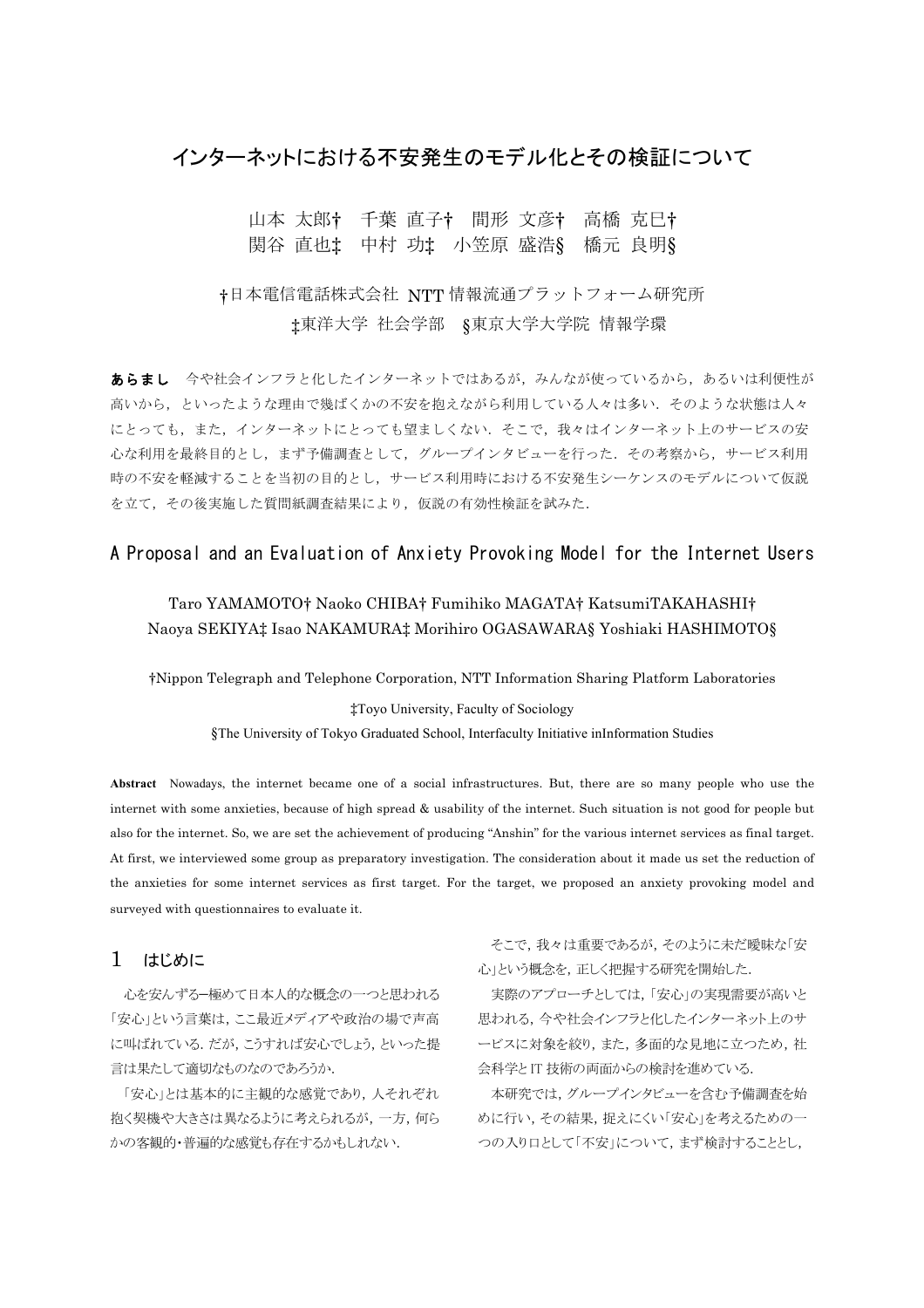# インターネットにおける不安発生のモデル化とその検証について

山本 太郎† 千葉 直子† 間形 文彦† 高橋 克巳†
関谷 直也‡ 中村 功‡ 小笠原 盛浩§ 橋元 良明§

†日本電信電話株式会社 NTT 情報流通プラットフォーム研究所
‡東洋大学 社会学部 §東京大学大学院 情報学環

**あらまし** 今や社会インフラと化したインターネットではあるが，みんなが使っているから，あるいは利便性が高いから，といったような理由で幾ばくかの不安を抱えながら利用している人々は多い．そのような状態は人々にとっても，また，インターネットにとっても望ましくない．そこで，我々はインターネット上のサービスの安心な利用を最終目的とし，まず予備調査として，グループインタビューを行った．その考察から，サービス利用時の不安を軽減することを当初の目的とし，サービス利用時における不安発生シーケンスのモデルについて仮説を立て，その後実施した質問紙調査結果により，仮説の有効性検証を試みた．

## A Proposal and an Evaluation of Anxiety Provoking Model for the Internet Users

Taro YAMAMOTO† Naoko CHIBA† Fumihiko MAGATA† KatsumiTAKAHASHI†
Naoya SEKIYA‡ Isao NAKAMURA‡ Morihiro OGASAWARA§ Yoshiaki HASHIMOTO§

†Nippon Telegraph and Telephone Corporation, NTT Information Sharing Platform Laboratories

‡Toyo University, Faculty of Sociology

§The University of Tokyo Graduated School, Interfaculty Initiative inInformation Studies

**Abstract** Nowadays, the internet became one of a social infrastructures. But, there are so many people who use the internet with some anxieties, because of high spread & usability of the internet. Such situation is not good for people but also for the internet. So, we are set the achievement of producing "Anshin" for the various internet services as final target. At first, we interviewed some group as preparatory investigation. The consideration about it made us set the reduction of the anxieties for some internet services as first target. For the target, we proposed an anxiety provoking model and surveyed with questionnaires to evaluate it.

## 1 はじめに

心を安んずる─極めて日本人的な概念の一つと思われる「安心」という言葉は，ここ最近メディアや政治の場で声高に叫ばれている．だが，こうすれば安心でしょう，といった提言は果たして適切なものなのであろうか．

「安心」とは基本的に主観的な感覚であり，人それぞれ抱く契機や大きさは異なるように考えられるが，一方，何らかの客観的・普遍的な感覚も存在するかもしれない．

そこで，我々は重要であるが，そのように未だ曖昧な「安心」という概念を，正しく把握する研究を開始した．

実際のアプローチとしては，「安心」の実現需要が高いと思われる，今や社会インフラと化したインターネット上のサービスに対象を絞り，また，多面的な見地に立つため，社会科学とIT 技術の両面からの検討を進めている．

本研究では，グループインタビューを含む予備調査を始めに行い，その結果，捉えにくい「安心」を考えるための一つの入り口として「不安」について，まず検討することとし，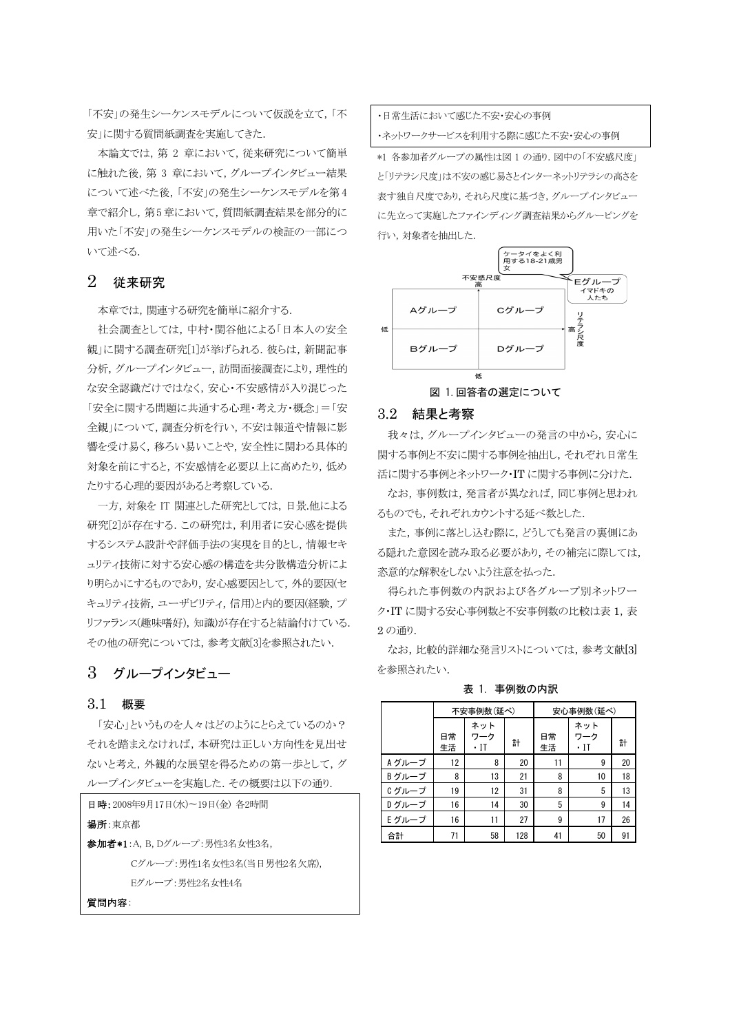「不安」の発生シーケンスモデルについて仮説を立て,「不安」に関する質問紙調査を実施してきた.

本論文では, 第 2 章において, 従来研究について簡単に触れた後, 第 3 章において, グループインタビュー結果について述べた後,「不安」の発生シーケンスモデルを第4章で紹介し, 第5章において, 質問紙調査結果を部分的に用いた「不安」の発生シーケンスモデルの検証の一部について述べる.

## 2 従来研究

本章では, 関連する研究を簡単に紹介する.

社会調査としては, 中村・関谷他による「日本人の安全観」に関する調査研究[1]が挙げられる. 彼らは, 新聞記事分析, グループインタビュー, 訪問面接調査により, 理性的な安全認識だけではなく, 安心・不安感情が入り混じった「安全に関する問題に共通する心理・考え方・概念」=「安全観」について, 調査分析を行い, 不安は報道や情報に影響を受け易く, 移ろい易いことや, 安全性に関わる具体的対象を前にすると, 不安感情を必要以上に高めたり, 低めたりする心理的要因があると考察している.

一方, 対象を IT 関連とした研究としては, 日景.他による研究[2]が存在する. この研究は, 利用者に安心感を提供するシステム設計や評価手法の実現を目的とし, 情報セキュリティ技術に対する安心感の構造を共分散構造分析により明らかにするものであり, 安心感要因として, 外的要因(セキュリティ技術, ユーザビリティ, 信用)と内的要因(経験, プリファランス(趣味嗜好), 知識)が存在すると結論付けている. その他の研究については, 参考文献[3]を参照されたい.

## 3 グループインタビュー

### 3.1 概要

「安心」というものを人々はどのようにとらえているのか？それを踏まえなければ, 本研究は正しい方向性を見出せないと考え, 外観的な展望を得るための第一歩として, グループインタビューを実施した. その概要は以下の通り.

**日時**: 2008年9月17日(水)～19日(金) 各2時間

**場所**: 東京都

**参加者*1**: A, B, Dグループ：男性3名女性3名,

Cグループ：男性1名女性3名(当日男性2名欠席),

Eグループ：男性2名女性4名

**質問内容**:

・日常生活において感じた不安・安心の事例

・ネットワークサービスを利用する際に感じた不安・安心の事例

*1 各参加者グループの属性は図 1 の通り. 図中の「不安感尺度」と「リテラシ尺度」は不安の感じ易さとインターネットリテラシの高さを表す独自尺度であり, それら尺度に基づき, グループインタビューに先立って実施したファインディング調査結果からグルーピングを行い, 対象者を抽出した.

| | リテラシ尺度 低 | リテラシ尺度 高 |
|---|---|---|
| 不安感尺度 高 | Aグループ | Cグループ |
| 不安感尺度 低 | Bグループ | Dグループ |

Eグループ：イマドキの人たち（ケータイをよく利用する18-21歳男女）

図 1. 回答者の選定について

### 3.2 結果と考察

我々は, グループインタビューの発言の中から, 安心に関する事例と不安に関する事例を抽出し, それぞれ日常生活に関する事例とネットワーク・IT に関する事例に分けた.

なお, 事例数は, 発言者が異なれば, 同じ事例と思われるものでも, それぞれカウントする延べ数とした.

また, 事例に落とし込む際に, どうしても発言の裏側にある隠れた意図を読み取る必要があり, その補完に際しては, 恣意的な解釈をしないよう注意を払った.

得られた事例数の内訳および各グループ別ネットワーク・IT に関する安心事例数と不安事例数の比較は表 1, 表 2 の通り.

なお, 比較的詳細な発言リストについては, 参考文献[3]を参照されたい.

表 1. 事例数の内訳

| | 不安事例数(延べ) | | | 安心事例数(延べ) | | |
|---|---|---|---|---|---|---|
| | 日常生活 | ネットワーク・IT | 計 | 日常生活 | ネットワーク・IT | 計 |
| A グループ | 12 | 8 | 20 | 11 | 9 | 20 |
| B グループ | 8 | 13 | 21 | 8 | 10 | 18 |
| C グループ | 19 | 12 | 31 | 8 | 5 | 13 |
| D グループ | 16 | 14 | 30 | 5 | 9 | 14 |
| E グループ | 16 | 11 | 27 | 9 | 17 | 26 |
| 合計 | 71 | 58 | 128 | 41 | 50 | 91 |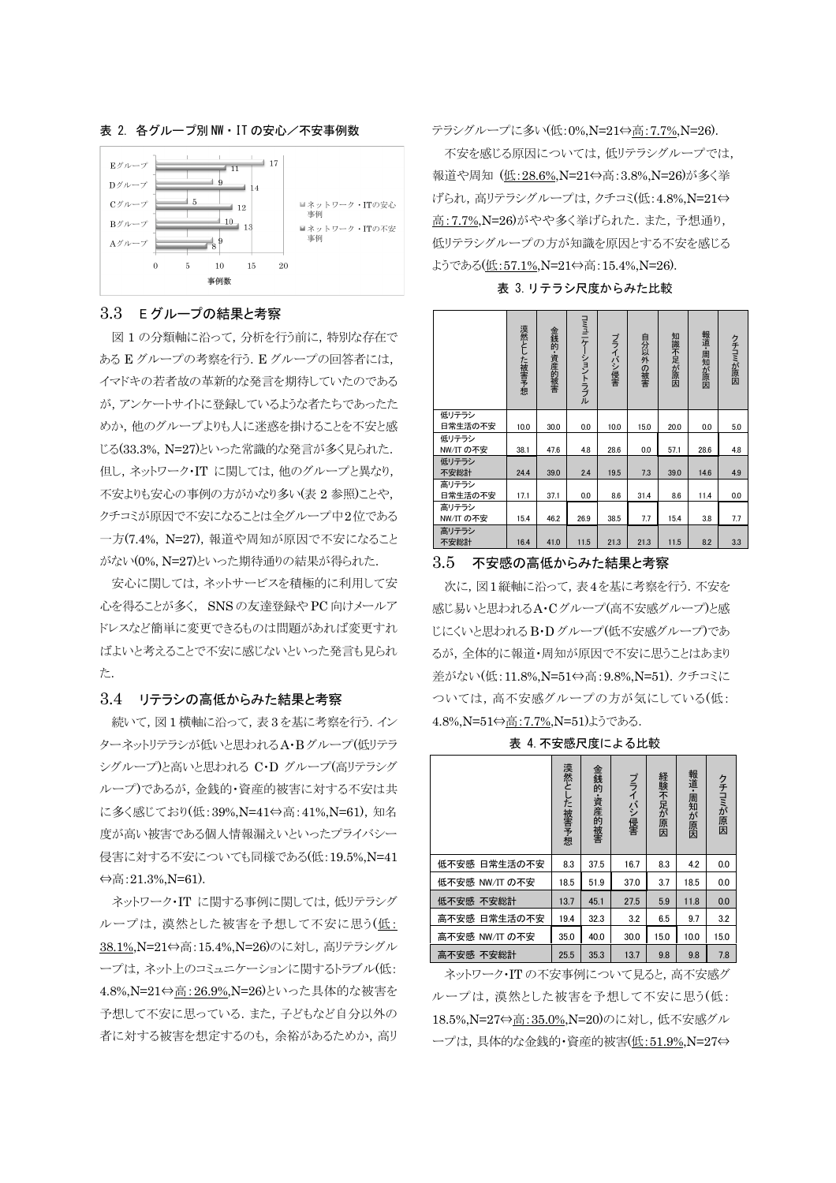表 2. 各グループ別 NW・IT の安心／不安事例数

| | ネットワーク・ITの安心事例 | ネットワーク・ITの不安事例 |
|---|---|---|
| Eグループ | 17 | 11 |
| Dグループ | 9 | 14 |
| Cグループ | 5 | 12 |
| Bグループ | 10 | 13 |
| Aグループ | 9 | 8 |

### 3.3　E グループの結果と考察

図 1 の分類軸に沿って，分析を行う前に，特別な存在である E グループの考察を行う. E グループの回答者には，イマドキの若者故の革新的な発言を期待していたのであるが，アンケートサイトに登録しているような者たちであったためか，他のグループよりも人に迷惑を掛けることを不安と感じる(33.3%, N=27)といった常識的な発言が多く見られた. 但し，ネットワーク・IT に関しては，他のグループと異なり，不安よりも安心の事例の方がかなり多い(表 2 参照)ことや，クチコミが原因で不安になることは全グループ中2位である一方(7.4%, N=27)，報道や周知が原因で不安になることがない(0%, N=27)といった期待通りの結果が得られた.

安心に関しては，ネットサービスを積極的に利用して安心を得ることが多く， SNS の友達登録や PC 向けメールアドレスなど簡単に変更できるものは問題があれば変更すればよいと考えることで不安に感じないといった発言も見られた.

### 3.4　リテラシの高低からみた結果と考察

続いて，図 1 横軸に沿って，表 3 を基に考察を行う. インターネットリテラシが低いと思われるA・Bグループ(低リテラシグループ)と高いと思われる C・D グループ(高リテラシグループ)であるが，金銭的・資産的被害に対する不安は共に多く感じており(低：39%,N=41⇔高：41%,N=61)，知名度が高い被害である個人情報漏えいといったプライバシー侵害に対する不安についても同様である(低：19.5%,N=41⇔高：21.3%,N=61).

ネットワーク・IT に関する事例に関しては，低リテラシグループは，漠然とした被害を予想して不安に思う(低：38.1%,N=21⇔高：15.4%,N=26)のに対し，高リテラシグループは，ネット上のコミュニケーションに関するトラブル(低：4.8%,N=21⇔高：26.9%,N=26)といった具体的な被害を予想して不安に思っている. また，子どもなど自分以外の者に対する被害を想定するのも，余裕があるためか，高リテラシグループに多い(低：0%,N=21⇔高：7.7%,N=26).

不安を感じる原因については，低リテラシグループでは，報道や周知 (低：28.6%,N=21⇔高：3.8%,N=26)が多く挙げられ，高リテラシグループは，クチコミ(低：4.8%,N=21⇔高：7.7%,N=26)がやや多く挙げられた. また，予想通り，低リテラシグループの方が知識を原因とする不安を感じるようである(低：57.1%,N=21⇔高：15.4%,N=26).

表 3. リテラシ尺度からみた比較

| | 漠然とした被害予想 | 金銭的・資産的被害 | コミュニケーショントラブル | プライバシ侵害 | 自分以外の被害 | 知識不足が原因 | 報道・周知が原因 | クチコミが原因 |
|---|---|---|---|---|---|---|---|---|
| 低リテラシ 日常生活の不安 | 10.0 | 30.0 | 0.0 | 10.0 | 15.0 | 20.0 | 0.0 | 5.0 |
| 低リテラシ NW/IT の不安 | 38.1 | 47.6 | 4.8 | 28.6 | 0.0 | 57.1 | 28.6 | 4.8 |
| 低リテラシ 不安総計 | 24.4 | 39.0 | 2.4 | 19.5 | 7.3 | 39.0 | 14.6 | 4.9 |
| 高リテラシ 日常生活の不安 | 17.1 | 37.1 | 0.0 | 8.6 | 31.4 | 8.6 | 11.4 | 0.0 |
| 高リテラシ NW/IT の不安 | 15.4 | 46.2 | 26.9 | 38.5 | 7.7 | 15.4 | 3.8 | 7.7 |
| 高リテラシ 不安総計 | 16.4 | 41.0 | 11.5 | 21.3 | 21.3 | 11.5 | 8.2 | 3.3 |

### 3.5　不安感の高低からみた結果と考察

次に，図 1 縦軸に沿って，表 4 を基に考察を行う. 不安を感じ易いと思われるA・Cグループ(高不安感グループ)と感じにくいと思われる B・D グループ(低不安感グループ)であるが，全体的に報道・周知が原因で不安に思うことはあまり差がない(低：11.8%,N=51⇔高：9.8%,N=51). クチコミについては，高不安感グループの方が気にしている(低：4.8%,N=51⇔高：7.7%,N=51)ようである.

表 4. 不安感尺度による比較

| | 漠然とした被害予想 | 金銭的・資産的被害 | プライバシ侵害 | 経験不足が原因 | 報道・周知が原因 | クチコミが原因 |
|---|---|---|---|---|---|---|
| 低不安感 日常生活の不安 | 8.3 | 37.5 | 16.7 | 8.3 | 4.2 | 0.0 |
| 低不安感 NW/IT の不安 | 18.5 | 51.9 | 37.0 | 3.7 | 18.5 | 0.0 |
| 低不安感 不安総計 | 13.7 | 45.1 | 27.5 | 5.9 | 11.8 | 0.0 |
| 高不安感 日常生活の不安 | 19.4 | 32.3 | 3.2 | 6.5 | 9.7 | 3.2 |
| 高不安感 NW/IT の不安 | 35.0 | 40.0 | 30.0 | 15.0 | 10.0 | 15.0 |
| 高不安感 不安総計 | 25.5 | 35.3 | 13.7 | 9.8 | 9.8 | 7.8 |

ネットワーク・IT の不安事例について見ると，高不安感グループは，漠然とした被害を予想して不安に思う(低：18.5%,N=27⇔高：35.0%,N=20)のに対し，低不安感グループは，具体的な金銭的・資産的被害(低：51.9%,N=27⇔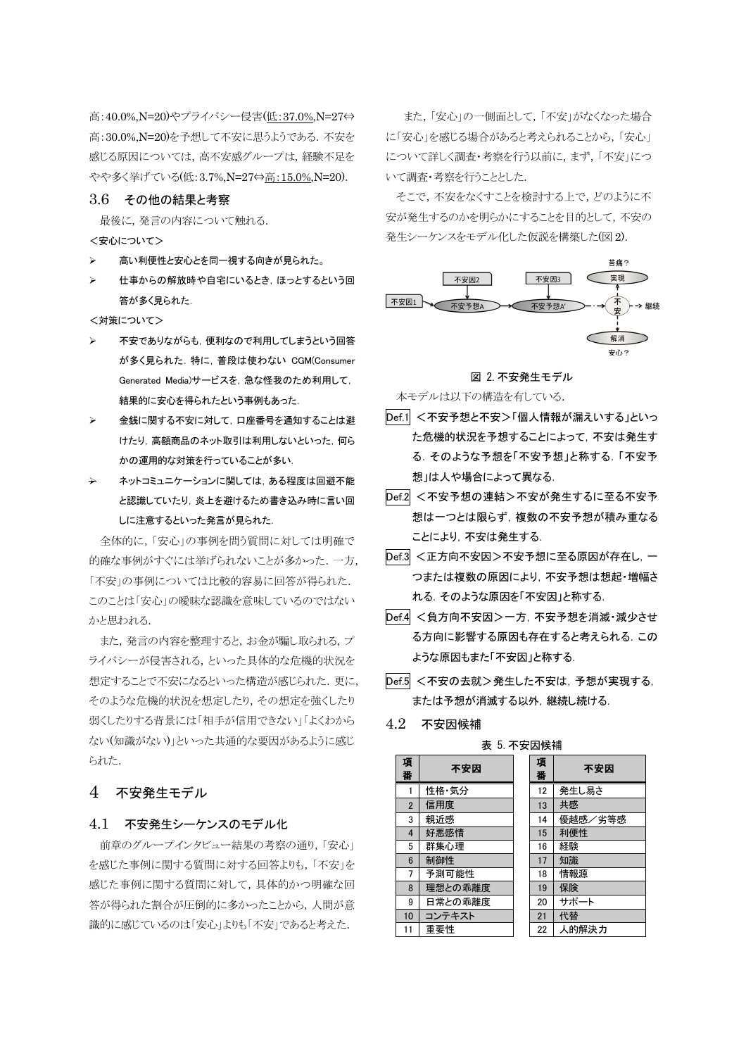高：40.0%,N=20)やプライバシー侵害(低：37.0%,N=27⇔高：30.0%,N=20)を予想して不安に思うようである．不安を感じる原因については，高不安感グループは，経験不足をやや多く挙げている(低：3.7%,N=27⇔高：15.0%,N=20)．

## 3.6 その他の結果と考察

最後に，発言の内容について触れる．

＜安心について＞

- 高い利便性と安心とを同一視する向きが見られた。
- 仕事からの解放時や自宅にいるとき，ほっとするという回答が多く見られた．

＜対策について＞

- 不安でありながらも，便利なので利用してしまうという回答が多く見られた．特に，普段は使わない CGM(Consumer Generated Media)サービスを，急な怪我のため利用して，結果的に安心を得られたという事例もあった．
- 金銭に関する不安に対して，口座番号を通知することは避けたり，高額商品のネット取引は利用しないといった，何らかの運用的な対策を行っていることが多い．
- ネットコミュニケーションに関しては，ある程度は回避不能と認識していたり，炎上を避けるため書き込み時に言い回しに注意するといった発言が見られた．

全体的に，「安心」の事例を問う質問に対しては明確で的確な事例がすぐには挙げられないことが多かった．一方，「不安」の事例については比較的容易に回答が得られた．このことは「安心」の曖昧な認識を意味しているのではないかと思われる．

また，発言の内容を整理すると，お金が騙し取られる，プライバシーが侵害される，といった具体的な危機的状況を想定することで不安になるといった構造が感じられた．更に，そのような危機的状況を想定したり，その想定を強くしたり弱くしたりする背景には「相手が信用できない」「よくわからない(知識がない)」といった共通的な要因があるように感じられた．

# 4 不安発生モデル

## 4.1 不安発生シーケンスのモデル化

前章のグループインタビュー結果の考察の通り，「安心」を感じた事例に関する質問に対する回答よりも，「不安」を感じた事例に関する質問に対して，具体的かつ明確な回答が得られた割合が圧倒的に多かったことから，人間が意識的に感じているのは「安心」よりも「不安」であると考えた．

また，「安心」の一側面として，「不安」がなくなった場合に「安心」を感じる場合があると考えられることから，「安心」について詳しく調査・考察を行う以前に，まず，「不安」について調査・考察を行うこととした．

そこで，不安をなくすことを検討する上で，どのように不安が発生するのかを明らかにすることを目的として，不安の発生シーケンスをモデル化した仮説を構築した(図 2)．

図 2. 不安発生モデル

本モデルは以下の構造を有している．

- Def.1 ＜不安予想と不安＞「個人情報が漏えいする」といった危機的状況を予想することによって，不安は発生する．そのような予想を「不安予想」と称する．「不安予想」は人や場合によって異なる．
- Def.2 ＜不安予想の連結＞不安が発生するに至る不安予想は一つとは限らず，複数の不安予想が積み重なることにより，不安は発生する．
- Def.3 ＜正方向不安因＞不安予想に至る原因が存在し，一つまたは複数の原因により，不安予想は想起・増幅される．そのような原因を「不安因」と称する．
- Def.4 ＜負方向不安因＞一方，不安予想を消滅・減少させる方向に影響する原因も存在すると考えられる．このような原因もまた「不安因」と称する．
- Def.5 ＜不安の去就＞発生した不安は，予想が実現する，または予想が消滅する以外，継続し続ける．

## 4.2 不安因候補

表 5. 不安因候補

| 項番 | 不安因 | 項番 | 不安因 |
|---|---|---|---|
| 1 | 性格・気分 | 12 | 発生し易さ |
| 2 | 信用度 | 13 | 共感 |
| 3 | 親近感 | 14 | 優越感／劣等感 |
| 4 | 好悪感情 | 15 | 利便性 |
| 5 | 群集心理 | 16 | 経験 |
| 6 | 制御性 | 17 | 知識 |
| 7 | 予測可能性 | 18 | 情報源 |
| 8 | 理想との乖離度 | 19 | 保険 |
| 9 | 日常との乖離度 | 20 | サポート |
| 10 | コンテキスト | 21 | 代替 |
| 11 | 重要性 | 22 | 人的解決力 |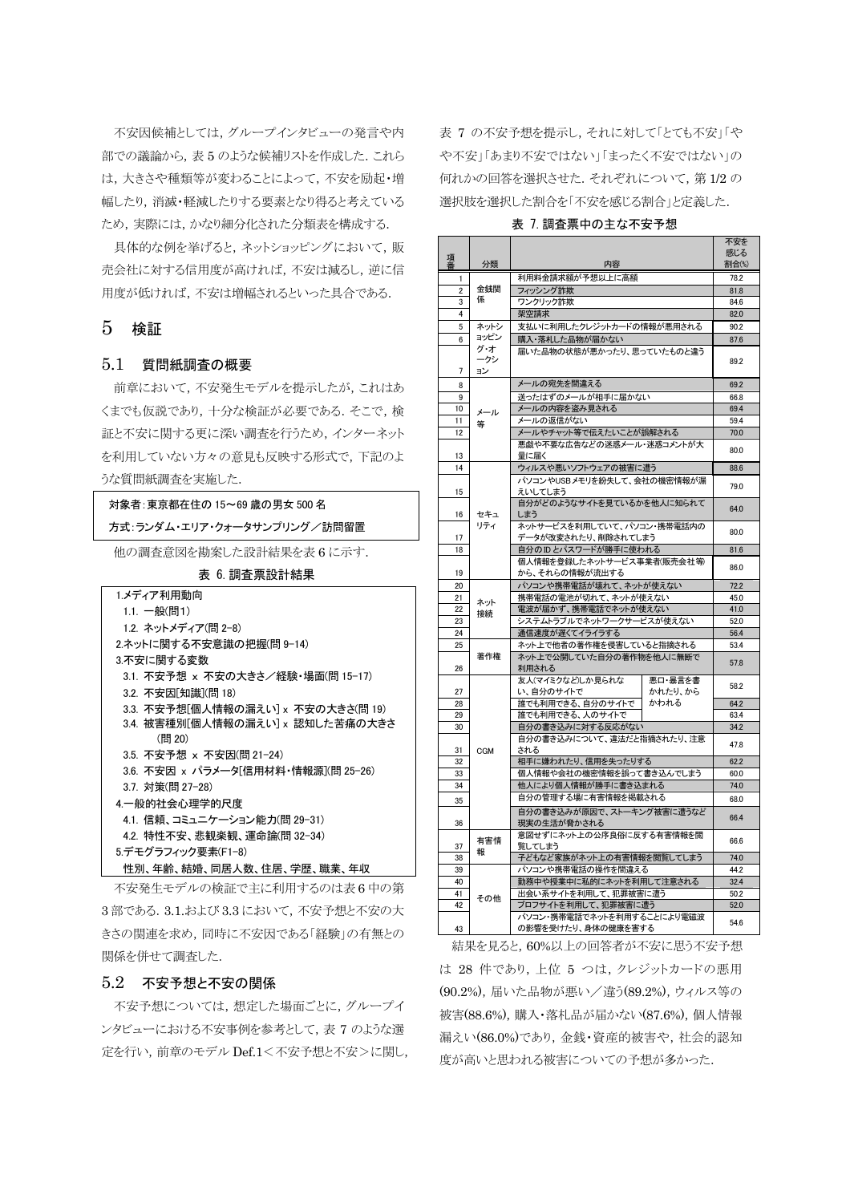不安因候補としては，グループインタビューの発言や内部での議論から，表 5 のような候補リストを作成した．これらは，大きさや種類等が変わることによって，不安を励起・増幅したり，消滅・軽減したりする要素となり得ると考えているため，実際には，かなり細分化された分類表を構成する．

具体的な例を挙げると，ネットショッピングにおいて，販売会社に対する信用度が高ければ，不安は減るし，逆に信用度が低ければ，不安は増幅されるといった具合である．

## 5 検証

### 5.1 質問紙調査の概要

前章において，不安発生モデルを提示したが，これはあくまでも仮説であり，十分な検証が必要である．そこで，検証と不安に関する更に深い調査を行うため，インターネットを利用していない方々の意見も反映する形式で，下記のような質問紙調査を実施した．

対象者：東京都在住の 15～69 歳の男女 500 名
方式：ランダム・エリア・クォータサンプリング／訪問留置

他の調査意図を勘案した設計結果を表 6 に示す．

表 6. 調査票設計結果

1.メディア利用動向
- 1.1. 一般(問1)
- 1.2. ネットメディア(問 2-8)

2.ネットに関する不安意識の把握(問 9-14)

3.不安に関する変数
- 3.1. 不安予想 x 不安の大きさ／経験・場面(問 15-17)
- 3.2. 不安因[知識](問 18)
- 3.3. 不安予想[個人情報の漏えい] x 不安の大きさ(問 19)
- 3.4. 被害種別[個人情報の漏えい] x 認知した苦痛の大きさ(問 20)
- 3.5. 不安予想 x 不安因(問 21-24)
- 3.6. 不安因 x パラメータ[信用材料・情報源](問 25-26)
- 3.7. 対策(問 27-28)

4.一般的社会心理学的尺度
- 4.1. 信頼、コミュニケーション能力(問 29-31)
- 4.2. 特性不安、悲観楽観、運命論(問 32-34)

5.デモグラフィック要素(F1-8)
性別、年齢、結婚、同居人数、住居、学歴、職業、年収

不安発生モデルの検証で主に利用するのは表 6 中の第 3 部である．3.1.および 3.3 において，不安予想と不安の大きさの関連を求め，同時に不安因である「経験」の有無との関係を併せて調査した．

### 5.2 不安予想と不安の関係

不安予想については，想定した場面ごとに，グループインタビューにおける不安事例を参考として，表 7 のような選定を行い，前章のモデル Def.1＜不安予想と不安＞に関し，表 7 の不安予想を提示し，それに対して「とても不安」「やや不安」「あまり不安ではない」「まったく不安ではない」の何れかの回答を選択させた．それぞれについて，第 1/2 の選択肢を選択した割合を「不安を感じる割合」と定義した．

表 7. 調査票中の主な不安予想

| 項番 | 分類 | 内容 | 不安を感じる割合(%) |
|---|---|---|---|
| 1 | 金銭関係 | 利用料金請求額が予想以上に高額 | 78.2 |
| 2 | | フィッシング詐欺 | 81.8 |
| 3 | | ワンクリック詐欺 | 84.6 |
| 4 | | 架空請求 | 82.0 |
| 5 | ネットショッピング・オークション | 支払いに利用したクレジットカードの情報が悪用される | 90.2 |
| 6 | | 購入・落札した品物が届かない | 87.6 |
| 7 | | 届いた品物の状態が悪かったり、思っていたものと違う | 89.2 |
| 8 | メール等 | メールの宛先を間違える | 69.2 |
| 9 | | 送ったはずのメールが相手に届かない | 66.8 |
| 10 | | メールの内容を盗み見される | 69.4 |
| 11 | | メールの返信がない | 59.4 |
| 12 | | メールやチャット等で伝えたいことが誤解される | 70.0 |
| 13 | | 悪戯や不要な広告などの迷惑メール・迷惑コメントが大量に届く | 80.0 |
| 14 | セキュリティ | ウィルスや悪いソフトウェアの被害に遭う | 88.6 |
| 15 | | パソコンやUSB メモリを紛失して、会社の機密情報が漏えいしてしまう | 79.0 |
| 16 | | 自分がどのようなサイトを見ているかを他人に知られてしまう | 64.0 |
| 17 | | ネットサービスを利用していて、パソコン・携帯電話内のデータが改変されたり、削除されてしまう | 80.0 |
| 18 | | 自分の ID とパスワードが勝手に使われる | 81.6 |
| 19 | | 個人情報を登録したネットサービス事業者(販売会社等)から、それらの情報が流出する | 86.0 |
| 20 | ネット接続 | パソコンや携帯電話が壊れて、ネットが使えない | 72.2 |
| 21 | | 携帯電話の電池が切れて、ネットが使えない | 45.0 |
| 22 | | 電波が届かず、携帯電話でネットが使えない | 41.0 |
| 23 | | システムトラブルでネットワークサービスが使えない | 52.0 |
| 24 | | 通信速度が遅くてイライラする | 56.4 |
| 25 | 著作権 | ネット上で他者の著作権を侵害していると指摘される | 53.4 |
| 26 | | ネット上で公開していた自分の著作物を他人に無断で利用される | 57.8 |
| 27 | CGM | 友人(マイミクなど)しか見られない、自分のサイトで 悪口・暴言を書かれたり、からかわれる | 58.2 |
| 28 | | 誰でも利用できる、自分のサイトで 悪口・暴言を書かれたり、からかわれる | 64.2 |
| 29 | | 誰でも利用できる、人のサイトで 悪口・暴言を書かれたり、からかわれる | 63.4 |
| 30 | | 自分の書き込みに対する反応がない | 34.2 |
| 31 | | 自分の書き込みについて、違法だと指摘されたり、注意される | 47.8 |
| 32 | | 相手に嫌われたり、信用を失ったりする | 62.2 |
| 33 | | 個人情報や会社の機密情報を誤って書き込んでしまう | 60.0 |
| 34 | | 他人により個人情報が勝手に書き込まれる | 74.0 |
| 35 | | 自分の管理する場に有害情報を掲載される | 68.0 |
| 36 | | 自分の書き込みが原因で、ストーキング被害に遭うなど現実の生活が脅かされる | 66.4 |
| 37 | 有害情報 | 意図せずにネット上の公序良俗に反する有害情報を閲覧してしまう | 66.6 |
| 38 | | 子どもなど家族がネット上の有害情報を閲覧してしまう | 74.0 |
| 39 | その他 | パソコンや携帯電話の操作を間違える | 44.2 |
| 40 | | 勤務中や授業中に私的にネットを利用して注意される | 32.4 |
| 41 | | 出会い系サイトを利用して、犯罪被害に遭う | 50.2 |
| 42 | | プロフサイトを利用して、犯罪被害に遭う | 52.0 |
| 43 | | パソコン・携帯電話でネットを利用することにより電磁波の影響を受けたり、身体の健康を害する | 54.6 |

結果を見ると，60%以上の回答者が不安に思う不安予想は 28 件であり，上位 5 つは，クレジットカードの悪用(90.2%)，届いた品物が悪い／違う(89.2%)，ウィルス等の被害(88.6%)，購入・落札品が届かない(87.6%)，個人情報漏えい(86.0%)であり，金銭・資産的被害や，社会的認知度が高いと思われる被害についての予想が多かった．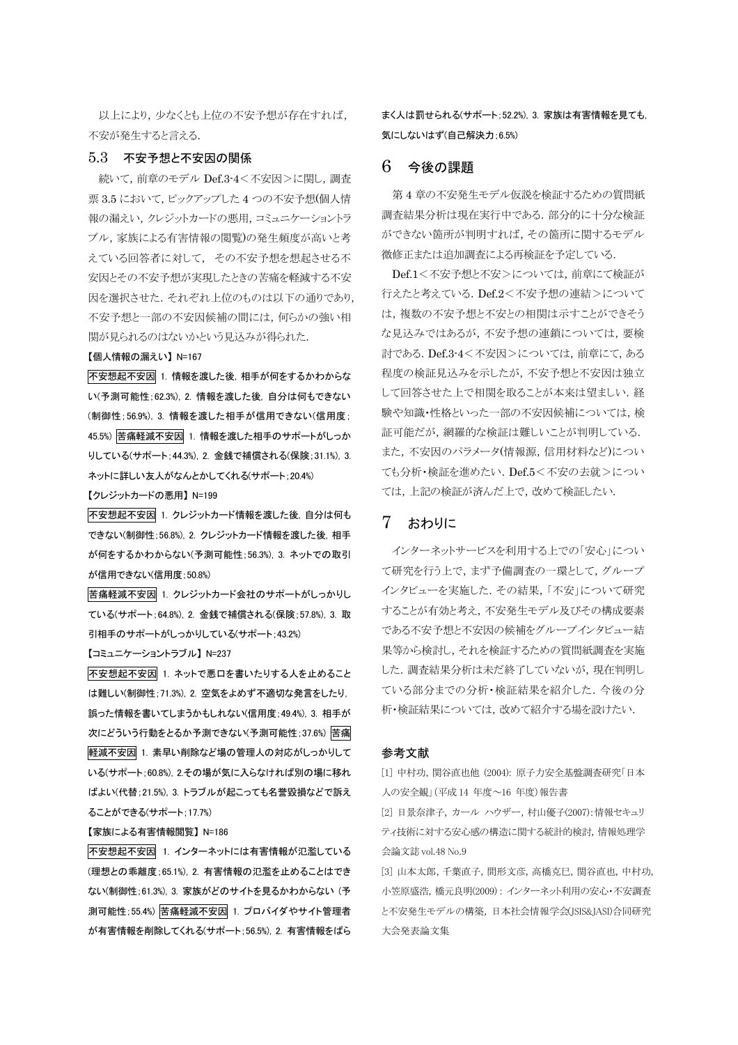以上により，少なくとも上位の不安予想が存在すれば，不安が発生すると言える．

## 5.3 不安予想と不安因の関係

続いて，前章のモデル Def.3-4＜不安因＞に関し，調査票 3.5 において，ピックアップした 4 つの不安予想(個人情報の漏えい，クレジットカードの悪用，コミュニケーショントラブル，家族による有害情報の閲覧)の発生頻度が高いと考えている回答者に対して， その不安予想を想起させる不安因とその不安予想が実現したときの苦痛を軽減する不安因を選択させた．それぞれ上位のものは以下の通りであり，不安予想と一部の不安因候補の間には，何らかの強い相関が見られるのはないかという見込みが得られた．

**【個人情報の漏えい】N=167**

**不安想起不安因 1. 情報を渡した後，相手が何をするかわからない(予測可能性；62.3%)，2. 情報を渡した後，自分は何もできない(制御性；56.9%)，3. 情報を渡した相手が信用できない(信用度；45.5%) 苦痛軽減不安因 1. 情報を渡した相手のサポートがしっかりしている(サポート；44.3%)，2. 金銭で補償される(保険；31.1%)，3. ネットに詳しい友人がなんとかしてくれる(サポート；20.4%)**

**【クレジットカードの悪用】N=199**

**不安想起不安因 1. クレジットカード情報を渡した後，自分は何もできない(制御性；56.8%)，2. クレジットカード情報を渡した後，相手が何をするかわからない(予測可能性；56.3%)，3. ネットでの取引が信用できない(信用度；50.8%)**

**苦痛軽減不安因 1. クレジットカード会社のサポートがしっかりしている(サポート；64.8%)，2. 金銭で補償される(保険；57.8%)，3. 取引相手のサポートがしっかりしている(サポート；43.2%)**

**【コミュニケーショントラブル】N=237**

**不安想起不安因 1. ネットで悪口を書いたりする人を止めることは難しい(制御性；71.3%)，2. 空気をよめず不適切な発言をしたり，誤った情報を書いてしまうかもしれない(信用度；49.4%)，3. 相手が次にどういう行動をとるか予測できない(予測可能性；37.6%) 苦痛軽減不安因 1. 素早い削除など場の管理人の対応がしっかりしている(サポート；60.8%)，2.その場が気に入らなければ別の場に移ればよい(代替；21.5%)，3. トラブルが起こっても名誉毀損などで訴えることができる(サポート；17.7%)**

**【家族による有害情報閲覧】N=186**

**不安想起不安因 1. インターネットには有害情報が氾濫している(理想との乖離度；65.1%)，2. 有害情報の氾濫を止めることはできない(制御性；61.3%)，3. 家族がどのサイトを見るかわからない (予測可能性；55.4%) 苦痛軽減不安因 1. プロバイダやサイト管理者が有害情報を削除してくれる(サポート；56.5%)，2. 有害情報をばらまく人は罰せられる(サポート；52.2%)，3. 家族は有害情報を見ても，気にしないはず(自己解決力；6.5%)**

# 6 今後の課題

第 4 章の不安発生モデル仮説を検証するための質問紙調査結果分析は現在実行中である．部分的に十分な検証ができない箇所が判明すれば，その箇所に関するモデル微修正または追加調査による再検証を予定している．

Def.1＜不安予想と不安＞については，前章にて検証が行えたと考えている．Def.2＜不安予想の連結＞については，複数の不安予想と不安との相関は示すことができそうな見込みではあるが，不安予想の連鎖については，要検討である．Def.3-4＜不安因＞については，前章にて，ある程度の検証見込みを示したが，不安予想と不安因は独立して回答させた上で相関を取ることが本来は望ましい．経験や知識・性格といった一部の不安因候補については，検証可能だが，網羅的な検証は難しいことが判明している．また，不安因のパラメータ(情報源，信用材料など)についても分析・検証を進めたい．Def.5＜不安の去就＞については，上記の検証が済んだ上で，改めて検証したい．

# 7 おわりに

インターネットサービスを利用する上での「安心」について研究を行う上で，まず予備調査の一環として，グループインタビューを実施した．その結果，「不安」について研究することが有効と考え，不安発生モデル及びその構成要素である不安予想と不安因の候補をグループインタビュー結果等から検討し，それを検証するための質問紙調査を実施した．調査結果分析は未だ終了していないが，現在判明している部分までの分析・検証結果を紹介した．今後の分析・検証結果については，改めて紹介する場を設けたい．

## 参考文献

[1] 中村功，関谷直也他 (2004): 原子力安全基盤調査研究「日本人の安全観」(平成 14 年度～16 年度)報告書

[2] 日景奈津子，カール ハウザー，村山優子(2007)：情報セキュリティ技術に対する安心感の構造に関する統計的検討，情報処理学会論文誌 vol.48 No.9

[3] 山本太郎，千葉直子，間形文彦，高橋克巳，関谷直也，中村功，小笠原盛浩，橋元良明(2009)：インターネット利用の安心・不安調査と不安発生モデルの構築，日本社会情報学会(JSIS&JASI)合同研究大会発表論文集